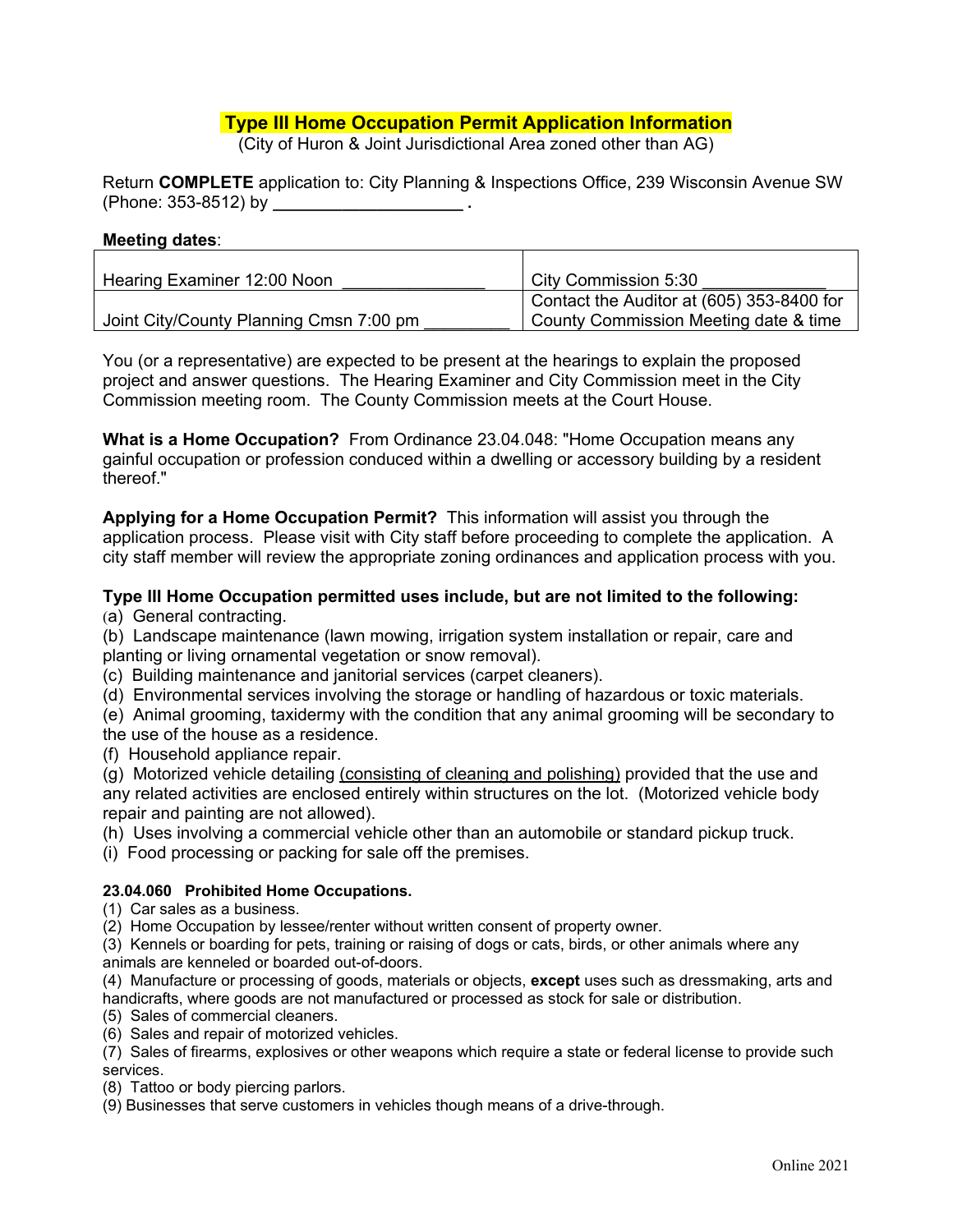# Type III Home Occupation Permit Application Information

(City of Huron & Joint Jurisdictional Area zoned other than AG)

Return **COMPLETE** application to: City Planning & Inspections Office, 239 Wisconsin Avenue SW (Phone: 353-8512) by ____________________ .

**Meeting dates**:

| | |
|---|---|
| Hearing Examiner 12:00 Noon _______________ | City Commission 5:30 _____________ |
| Joint City/County Planning Cmsn 7:00 pm _________ | Contact the Auditor at (605) 353-8400 for County Commission Meeting date & time |

You (or a representative) are expected to be present at the hearings to explain the proposed project and answer questions. The Hearing Examiner and City Commission meet in the City Commission meeting room. The County Commission meets at the Court House.

**What is a Home Occupation?** From Ordinance 23.04.048: "Home Occupation means any gainful occupation or profession conduced within a dwelling or accessory building by a resident thereof."

**Applying for a Home Occupation Permit?** This information will assist you through the application process. Please visit with City staff before proceeding to complete the application. A city staff member will review the appropriate zoning ordinances and application process with you.

**Type III Home Occupation permitted uses include, but are not limited to the following:**

(a) General contracting.
(b) Landscape maintenance (lawn mowing, irrigation system installation or repair, care and planting or living ornamental vegetation or snow removal).
(c) Building maintenance and janitorial services (carpet cleaners).
(d) Environmental services involving the storage or handling of hazardous or toxic materials.
(e) Animal grooming, taxidermy with the condition that any animal grooming will be secondary to the use of the house as a residence.
(f) Household appliance repair.
(g) Motorized vehicle detailing (consisting of cleaning and polishing) provided that the use and any related activities are enclosed entirely within structures on the lot. (Motorized vehicle body repair and painting are not allowed).
(h) Uses involving a commercial vehicle other than an automobile or standard pickup truck.
(i) Food processing or packing for sale off the premises.

**23.04.060 Prohibited Home Occupations.**

(1) Car sales as a business.
(2) Home Occupation by lessee/renter without written consent of property owner.
(3) Kennels or boarding for pets, training or raising of dogs or cats, birds, or other animals where any animals are kenneled or boarded out-of-doors.
(4) Manufacture or processing of goods, materials or objects, **except** uses such as dressmaking, arts and handicrafts, where goods are not manufactured or processed as stock for sale or distribution.
(5) Sales of commercial cleaners.
(6) Sales and repair of motorized vehicles.
(7) Sales of firearms, explosives or other weapons which require a state or federal license to provide such services.
(8) Tattoo or body piercing parlors.
(9) Businesses that serve customers in vehicles though means of a drive-through.

Online 2021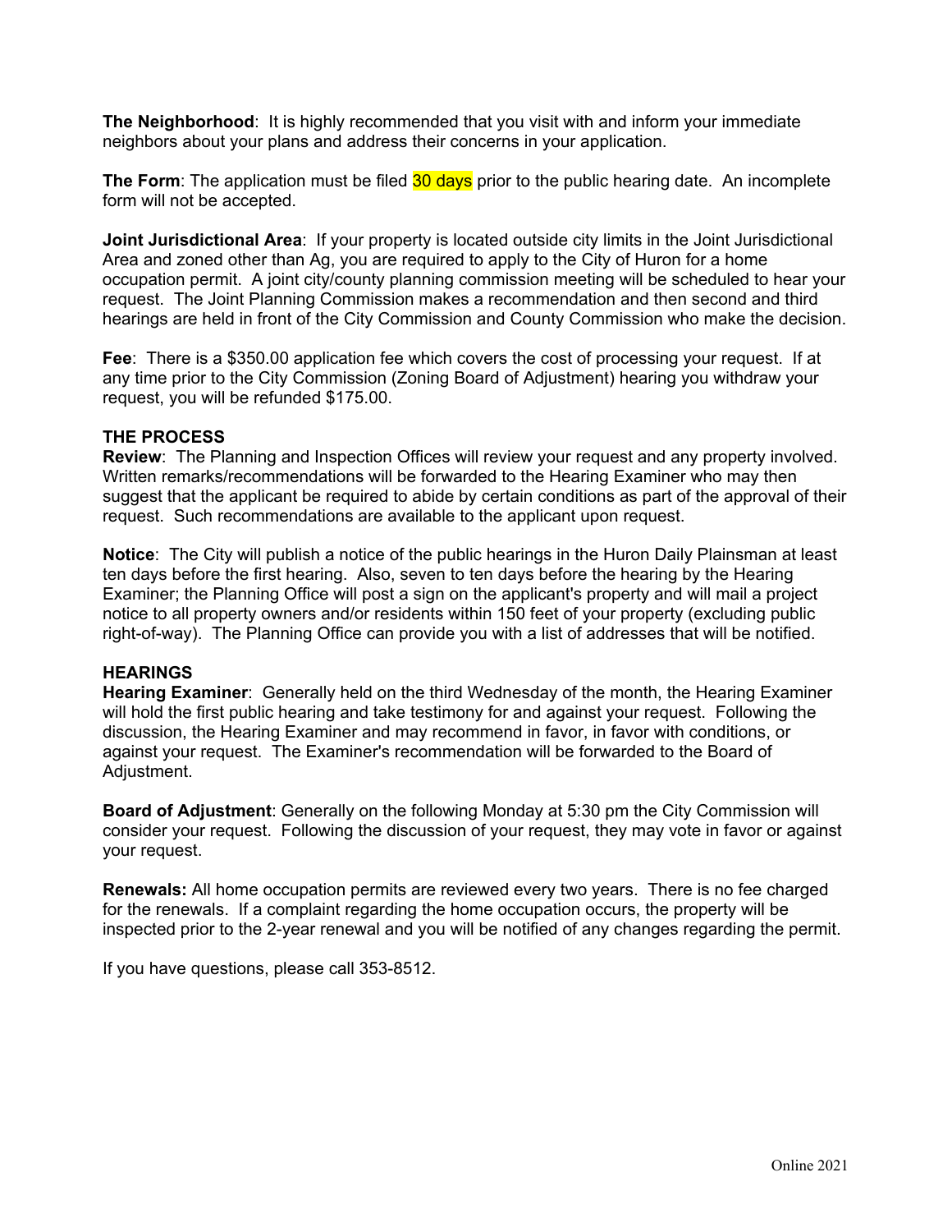**The Neighborhood**: It is highly recommended that you visit with and inform your immediate neighbors about your plans and address their concerns in your application.

**The Form**: The application must be filed 30 days prior to the public hearing date. An incomplete form will not be accepted.

**Joint Jurisdictional Area**: If your property is located outside city limits in the Joint Jurisdictional Area and zoned other than Ag, you are required to apply to the City of Huron for a home occupation permit. A joint city/county planning commission meeting will be scheduled to hear your request. The Joint Planning Commission makes a recommendation and then second and third hearings are held in front of the City Commission and County Commission who make the decision.

**Fee**: There is a $350.00 application fee which covers the cost of processing your request. If at any time prior to the City Commission (Zoning Board of Adjustment) hearing you withdraw your request, you will be refunded $175.00.

**THE PROCESS**

**Review**: The Planning and Inspection Offices will review your request and any property involved. Written remarks/recommendations will be forwarded to the Hearing Examiner who may then suggest that the applicant be required to abide by certain conditions as part of the approval of their request. Such recommendations are available to the applicant upon request.

**Notice**: The City will publish a notice of the public hearings in the Huron Daily Plainsman at least ten days before the first hearing. Also, seven to ten days before the hearing by the Hearing Examiner; the Planning Office will post a sign on the applicant's property and will mail a project notice to all property owners and/or residents within 150 feet of your property (excluding public right-of-way). The Planning Office can provide you with a list of addresses that will be notified.

**HEARINGS**

**Hearing Examiner**: Generally held on the third Wednesday of the month, the Hearing Examiner will hold the first public hearing and take testimony for and against your request. Following the discussion, the Hearing Examiner and may recommend in favor, in favor with conditions, or against your request. The Examiner's recommendation will be forwarded to the Board of Adjustment.

**Board of Adjustment**: Generally on the following Monday at 5:30 pm the City Commission will consider your request. Following the discussion of your request, they may vote in favor or against your request.

**Renewals:** All home occupation permits are reviewed every two years. There is no fee charged for the renewals. If a complaint regarding the home occupation occurs, the property will be inspected prior to the 2-year renewal and you will be notified of any changes regarding the permit.

If you have questions, please call 353-8512.

Online 2021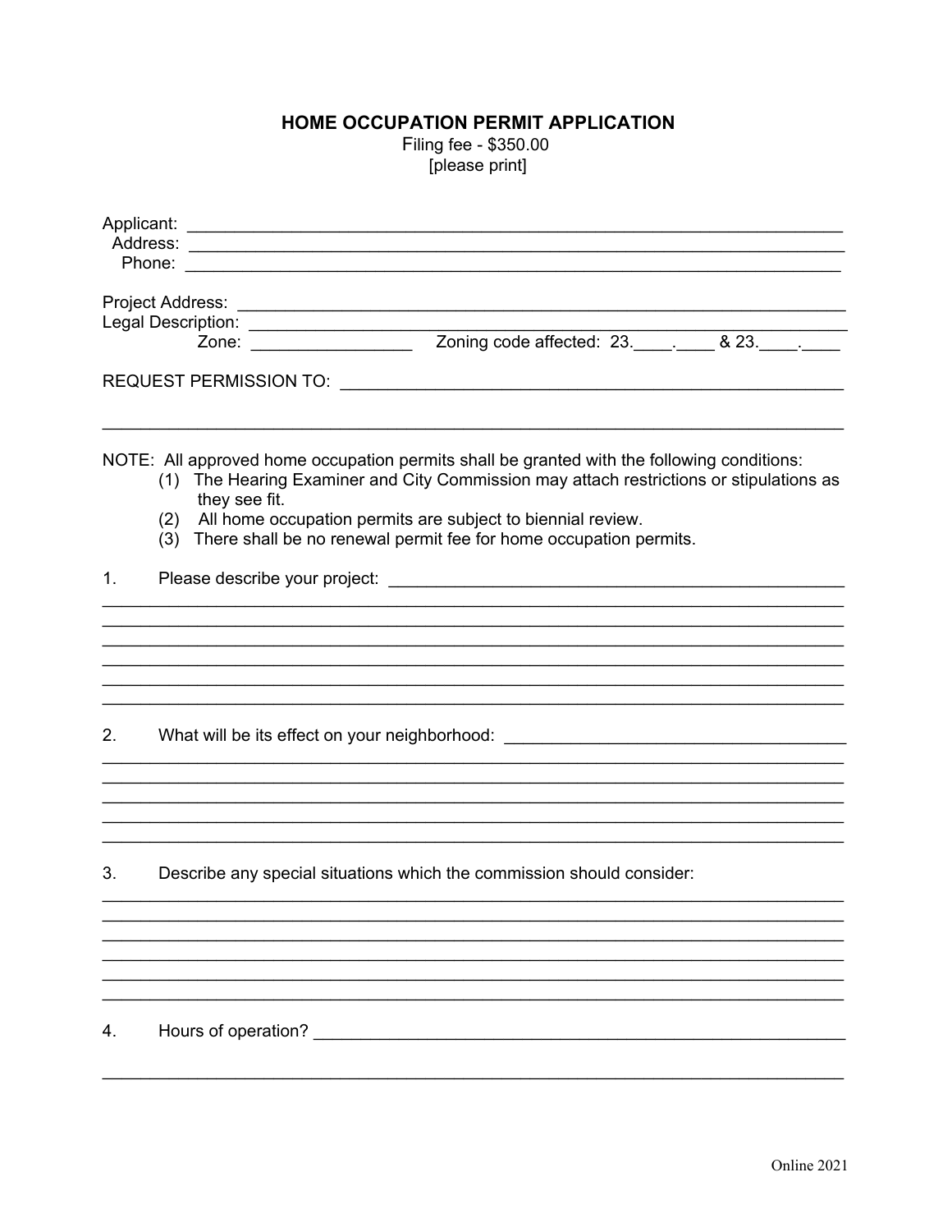# HOME OCCUPATION PERMIT APPLICATION

Filing fee - $350.00
[please print]

Applicant: ______________________________________________________________________
Address: ______________________________________________________________________
Phone: ______________________________________________________________________

Project Address: ______________________________________________________________
Legal Description: _____________________________________________________________
Zone: _________________ Zoning code affected: 23.____.____ & 23.____.____

REQUEST PERMISSION TO: __________________________________________________

______________________________________________________________________________

NOTE: All approved home occupation permits shall be granted with the following conditions:

(1) The Hearing Examiner and City Commission may attach restrictions or stipulations as they see fit.
(2) All home occupation permits are subject to biennial review.
(3) There shall be no renewal permit fee for home occupation permits.

1. Please describe your project: _______________________________________________

______________________________________________________________________________
______________________________________________________________________________
______________________________________________________________________________
______________________________________________________________________________
______________________________________________________________________________
______________________________________________________________________________

2. What will be its effect on your neighborhood: ___________________________________

______________________________________________________________________________
______________________________________________________________________________
______________________________________________________________________________
______________________________________________________________________________
______________________________________________________________________________

3. Describe any special situations which the commission should consider:

______________________________________________________________________________
______________________________________________________________________________
______________________________________________________________________________
______________________________________________________________________________
______________________________________________________________________________
______________________________________________________________________________

4. Hours of operation? ______________________________________________________

______________________________________________________________________________

Online 2021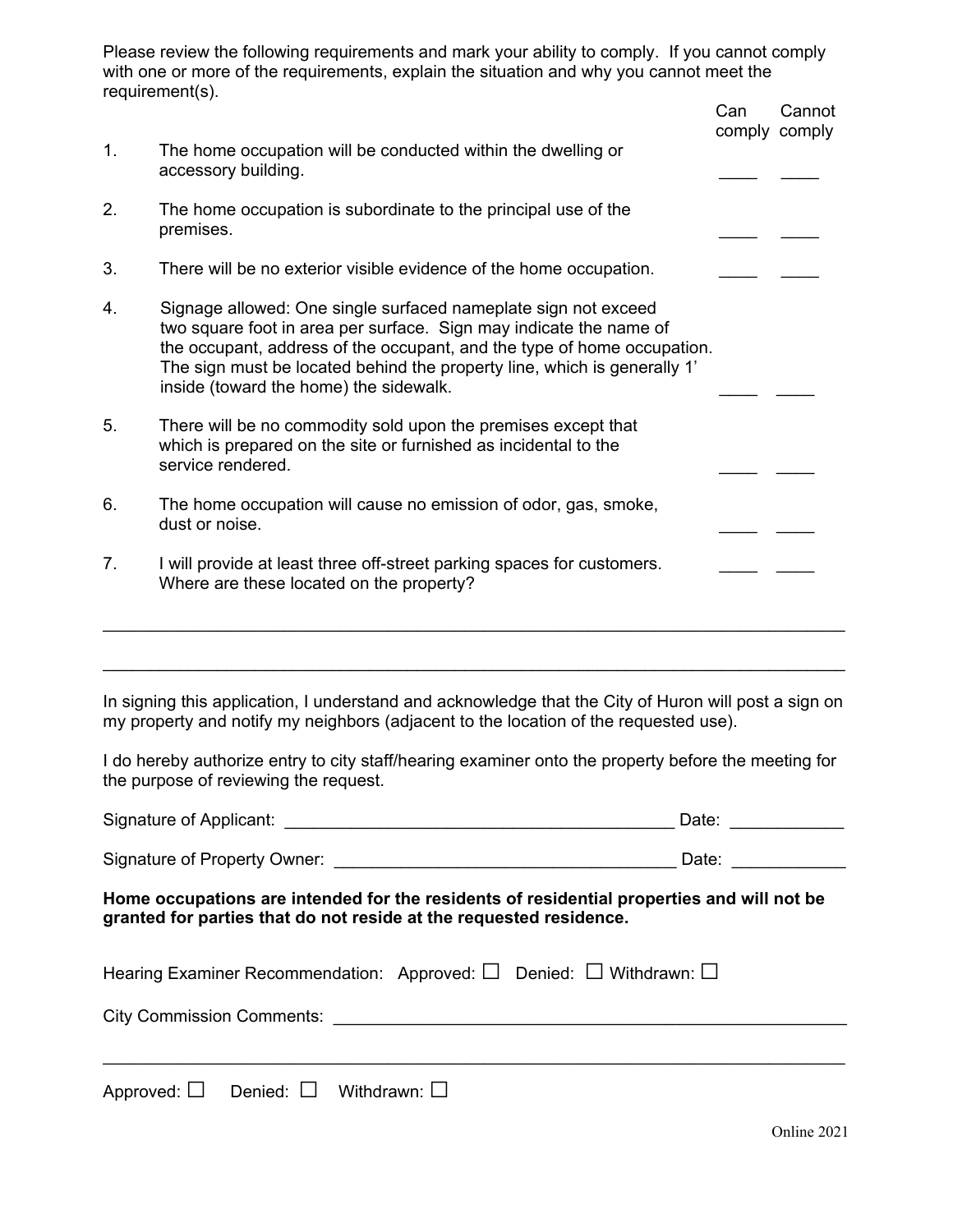Please review the following requirements and mark your ability to comply. If you cannot comply with one or more of the requirements, explain the situation and why you cannot meet the requirement(s).

| | Requirement | Can comply | Cannot comply |
|---|---|---|---|
| 1. | The home occupation will be conducted within the dwelling or accessory building. | ____ | ____ |
| 2. | The home occupation is subordinate to the principal use of the premises. | ____ | ____ |
| 3. | There will be no exterior visible evidence of the home occupation. | ____ | ____ |
| 4. | Signage allowed: One single surfaced nameplate sign not exceed two square foot in area per surface. Sign may indicate the name of the occupant, address of the occupant, and the type of home occupation. The sign must be located behind the property line, which is generally 1' inside (toward the home) the sidewalk. | ____ | ____ |
| 5. | There will be no commodity sold upon the premises except that which is prepared on the site or furnished as incidental to the service rendered. | ____ | ____ |
| 6. | The home occupation will cause no emission of odor, gas, smoke, dust or noise. | ____ | ____ |
| 7. | I will provide at least three off-street parking spaces for customers. Where are these located on the property? | ____ | ____ |

______________________________________________________________________________

______________________________________________________________________________

In signing this application, I understand and acknowledge that the City of Huron will post a sign on my property and notify my neighbors (adjacent to the location of the requested use).

I do hereby authorize entry to city staff/hearing examiner onto the property before the meeting for the purpose of reviewing the request.

Signature of Applicant: ________________________________________ Date: ____________

Signature of Property Owner: ____________________________________ Date: ____________

**Home occupations are intended for the residents of residential properties and will not be granted for parties that do not reside at the requested residence.**

Hearing Examiner Recommendation: Approved: ☐ Denied: ☐ Withdrawn: ☐

City Commission Comments: ______________________________________________________

______________________________________________________________________________

Approved: ☐ Denied: ☐ Withdrawn: ☐

Online 2021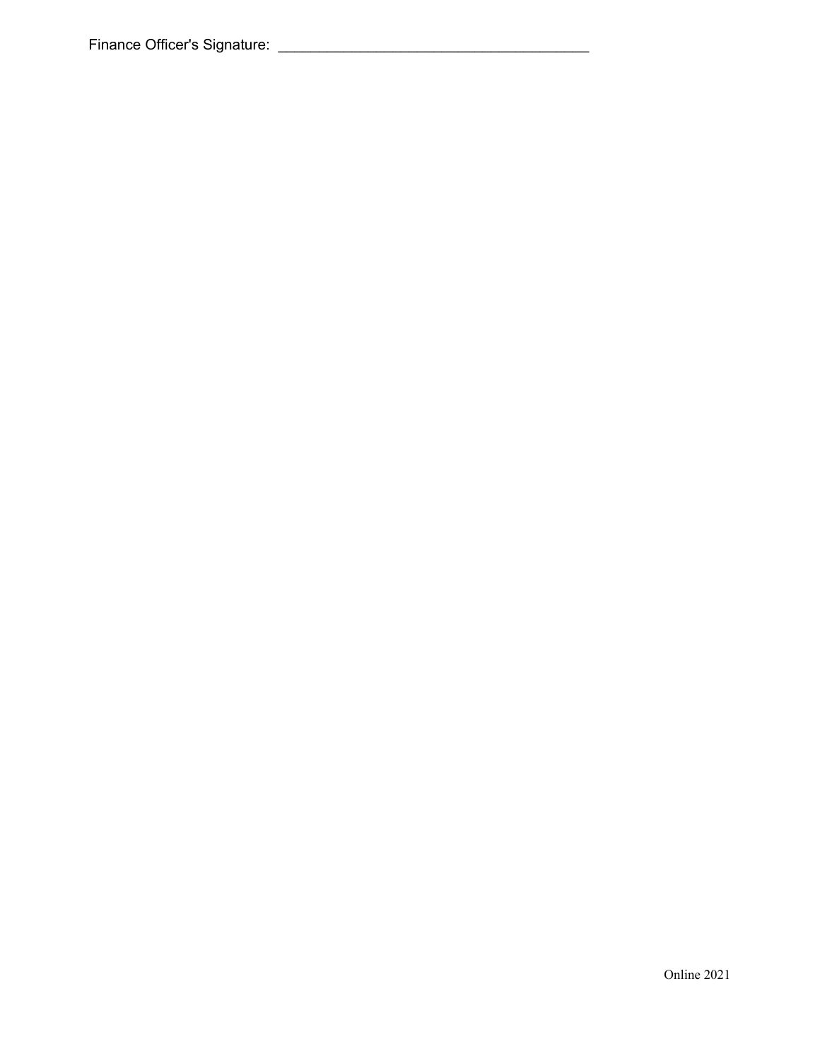Finance Officer's Signature: ______________________________________

Online 2021